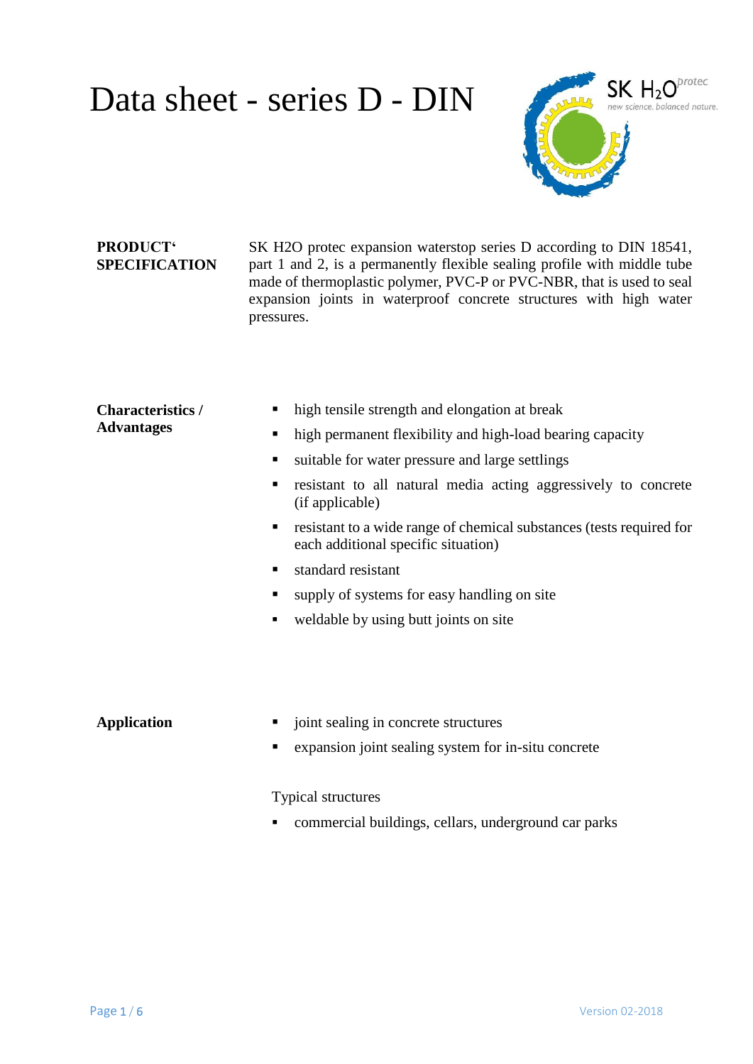# Data sheet - series D - DIN

SK $H_2O$ protec
new science. balanced nature.

**PRODUCT' SPECIFICATION**

SK H2O protec expansion waterstop series D according to DIN 18541, part 1 and 2, is a permanently flexible sealing profile with middle tube made of thermoplastic polymer, PVC-P or PVC-NBR, that is used to seal expansion joints in waterproof concrete structures with high water pressures.

**Characteristics / Advantages**

- high tensile strength and elongation at break
- high permanent flexibility and high-load bearing capacity
- suitable for water pressure and large settlings
- resistant to all natural media acting aggressively to concrete (if applicable)
- resistant to a wide range of chemical substances (tests required for each additional specific situation)
- standard resistant
- supply of systems for easy handling on site
- weldable by using butt joints on site

**Application**

- joint sealing in concrete structures
- expansion joint sealing system for in-situ concrete

Typical structures

- commercial buildings, cellars, underground car parks

Version 02-2018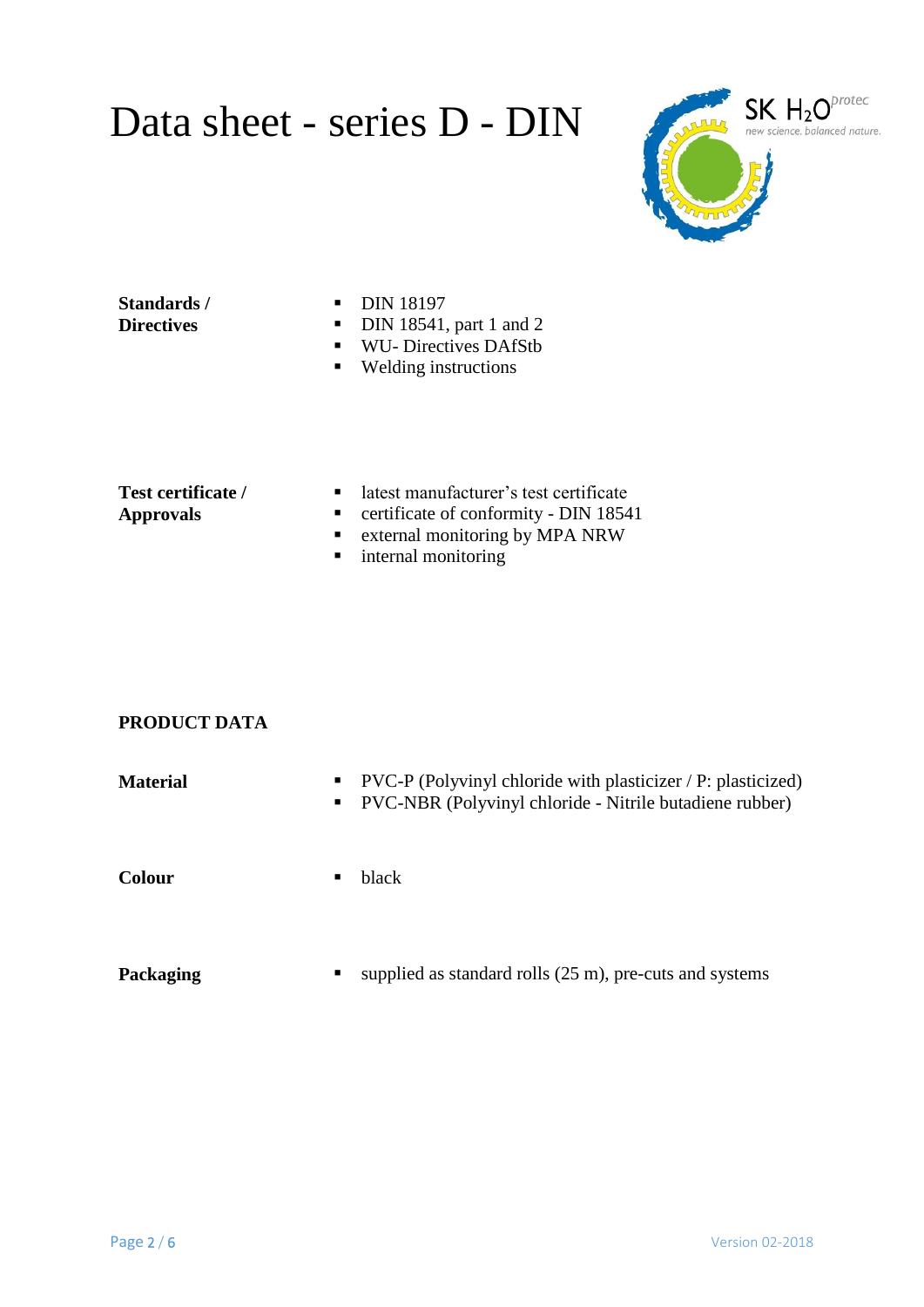# Data sheet - series D - DIN

SK $H_2O$ protec
new science. balanced nature.

**Standards / Directives**

- DIN 18197
- DIN 18541, part 1 and 2
- WU- Directives DAfStb
- Welding instructions

**Test certificate / Approvals**

- latest manufacturer's test certificate
- certificate of conformity - DIN 18541
- external monitoring by MPA NRW
- internal monitoring

## PRODUCT DATA

**Material**

- PVC-P (Polyvinyl chloride with plasticizer / P: plasticized)
- PVC-NBR (Polyvinyl chloride - Nitrile butadiene rubber)

**Colour**

- black

**Packaging**

- supplied as standard rolls (25 m), pre-cuts and systems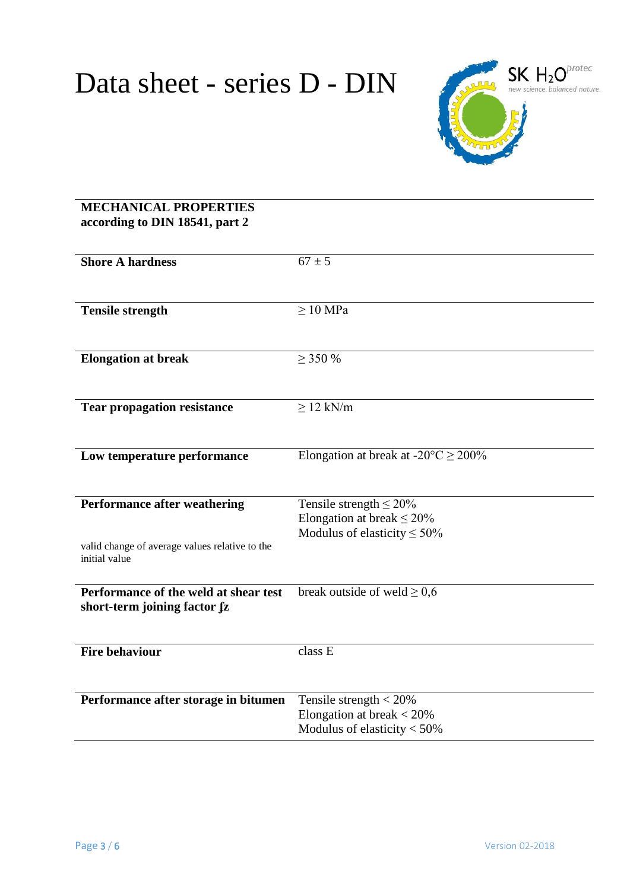# Data sheet - series D - DIN

| **MECHANICAL PROPERTIES according to DIN 18541, part 2** | |
|---|---|
| **Shore A hardness** | 67 ± 5 |
| **Tensile strength** | ≥ 10 MPa |
| **Elongation at break** | ≥ 350 % |
| **Tear propagation resistance** | ≥ 12 kN/m |
| **Low temperature performance** | Elongation at break at -20°C ≥ 200% |
| **Performance after weathering**<br><br>valid change of average values relative to the initial value | Tensile strength ≤ 20%<br>Elongation at break ≤ 20%<br>Modulus of elasticity ≤ 50% |
| **Performance of the weld at shear test short-term joining factor ʃz** | break outside of weld ≥ 0,6 |
| **Fire behaviour** | class E |
| **Performance after storage in bitumen** | Tensile strength < 20%<br>Elongation at break < 20%<br>Modulus of elasticity < 50% |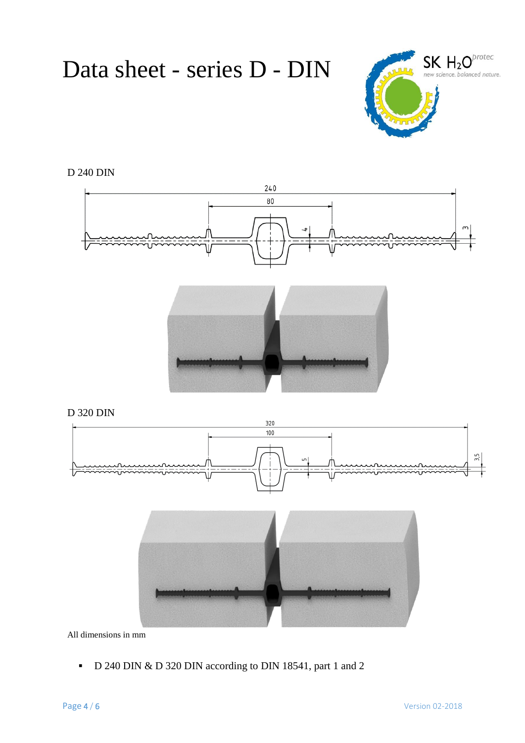# Data sheet - series D - DIN

D 240 DIN

D 320 DIN

All dimensions in mm

- D 240 DIN & D 320 DIN according to DIN 18541, part 1 and 2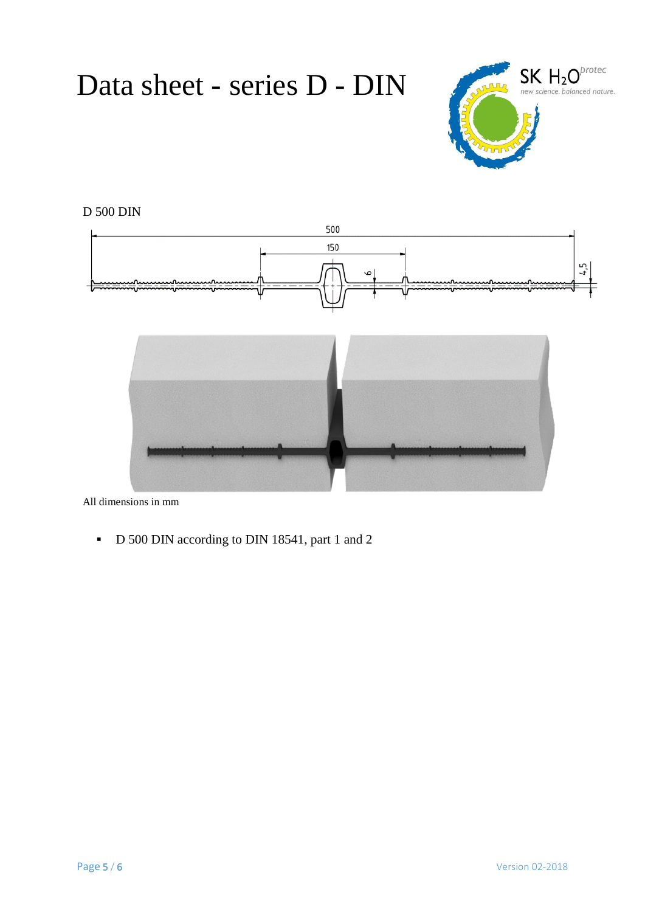# Data sheet - series D - DIN

D 500 DIN

All dimensions in mm

- D 500 DIN according to DIN 18541, part 1 and 2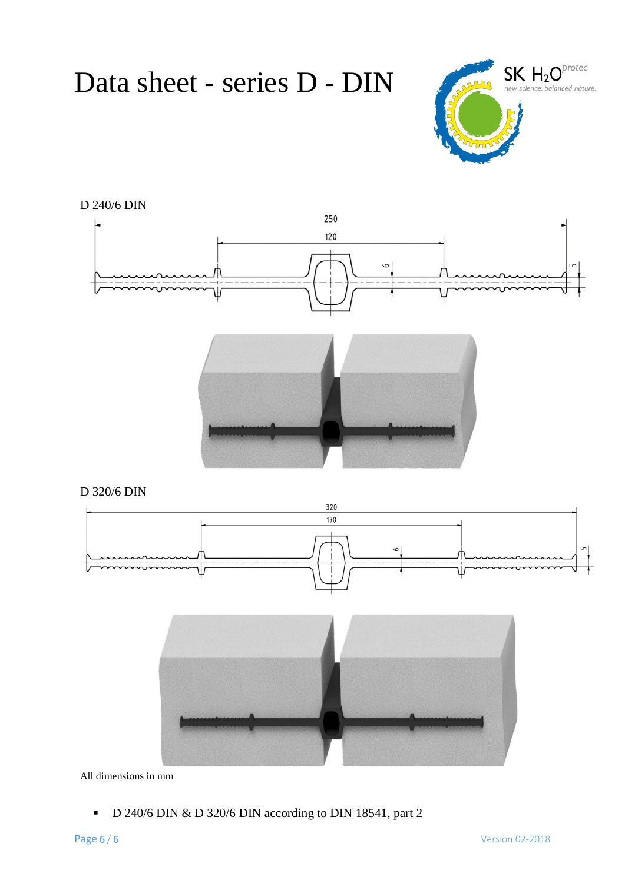# Data sheet - series D - DIN

D 240/6 DIN

250

120

6

5

D 320/6 DIN

320

170

6

5

All dimensions in mm

- D 240/6 DIN & D 320/6 DIN according to DIN 18541, part 2